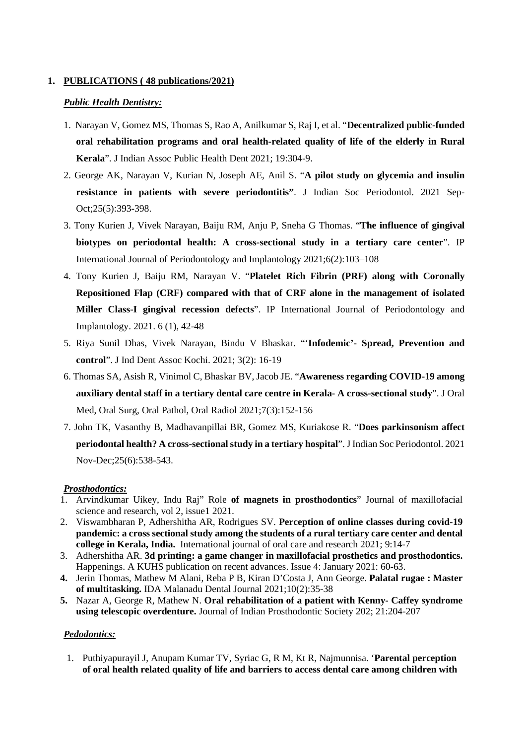## 1. PUBLICATIONS ( 48 publications/2021)

***Public Health Dentistry:***

1. Narayan V, Gomez MS, Thomas S, Rao A, Anilkumar S, Raj I, et al. "**Decentralized public-funded oral rehabilitation programs and oral health-related quality of life of the elderly in Rural Kerala**". J Indian Assoc Public Health Dent 2021; 19:304-9.
2. George AK, Narayan V, Kurian N, Joseph AE, Anil S. "**A pilot study on glycemia and insulin resistance in patients with severe periodontitis"**. J Indian Soc Periodontol. 2021 Sep-Oct;25(5):393-398.
3. Tony Kurien J, Vivek Narayan, Baiju RM, Anju P, Sneha G Thomas. "**The influence of gingival biotypes on periodontal health: A cross-sectional study in a tertiary care center**". IP International Journal of Periodontology and Implantology 2021;6(2):103–108
4. Tony Kurien J, Baiju RM, Narayan V. "**Platelet Rich Fibrin (PRF) along with Coronally Repositioned Flap (CRF) compared with that of CRF alone in the management of isolated Miller Class-I gingival recession defects**". IP International Journal of Periodontology and Implantology. 2021. 6 (1), 42-48
5. Riya Sunil Dhas, Vivek Narayan, Bindu V Bhaskar. "'**Infodemic'- Spread, Prevention and control**". J Ind Dent Assoc Kochi. 2021; 3(2): 16-19
6. Thomas SA, Asish R, Vinimol C, Bhaskar BV, Jacob JE. "**Awareness regarding COVID-19 among auxiliary dental staff in a tertiary dental care centre in Kerala- A cross-sectional study**". J Oral Med, Oral Surg, Oral Pathol, Oral Radiol 2021;7(3):152-156
7. John TK, Vasanthy B, Madhavanpillai BR, Gomez MS, Kuriakose R. "**Does parkinsonism affect periodontal health? A cross-sectional study in a tertiary hospital**". J Indian Soc Periodontol. 2021 Nov-Dec;25(6):538-543.

***Prosthodontics:***

1. Arvindkumar Uikey, Indu Raj" Role **of magnets in prosthodontics**" Journal of maxillofacial science and research, vol 2, issue1 2021.
2. Viswambharan P, Adhershitha AR, Rodrigues SV. **Perception of online classes during covid-19 pandemic: a cross sectional study among the students of a rural tertiary care center and dental college in Kerala, India.** International journal of oral care and research 2021; 9:14-7
3. Adhershitha AR. **3d printing: a game changer in maxillofacial prosthetics and prosthodontics.** Happenings. A KUHS publication on recent advances. Issue 4: January 2021: 60-63.
4. Jerin Thomas, Mathew M Alani, Reba P B, Kiran D'Costa J, Ann George. **Palatal rugae : Master of multitasking.** IDA Malanadu Dental Journal 2021;10(2):35-38
5. Nazar A, George R, Mathew N. **Oral rehabilitation of a patient with Kenny- Caffey syndrome using telescopic overdenture.** Journal of Indian Prosthodontic Society 202; 21:204-207

***Pedodontics:***

1. Puthiyapurayil J, Anupam Kumar TV, Syriac G, R M, Kt R, Najmunnisa. '**Parental perception of oral health related quality of life and barriers to access dental care among children with**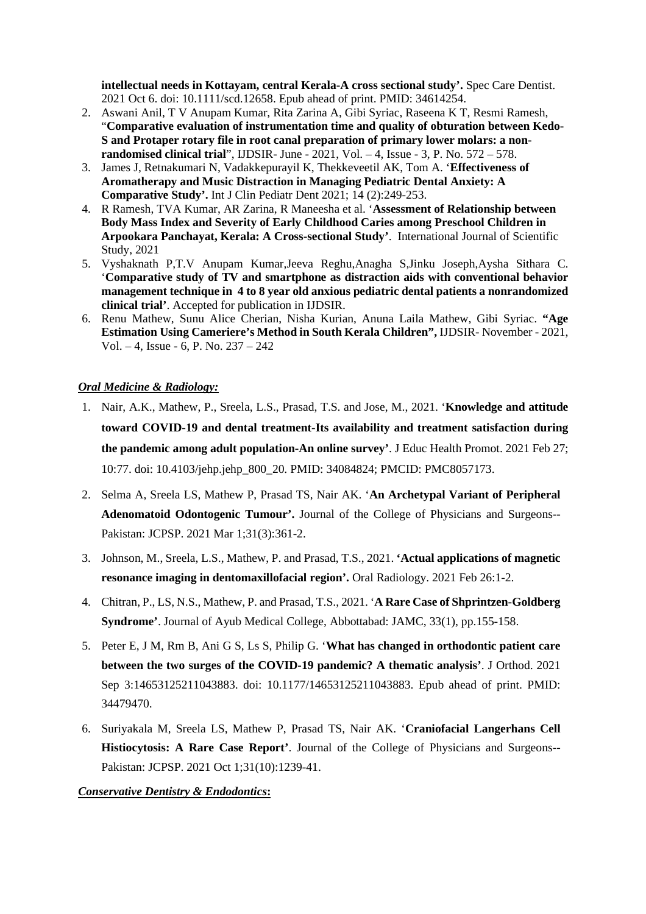**intellectual needs in Kottayam, central Kerala-A cross sectional study'.** Spec Care Dentist. 2021 Oct 6. doi: 10.1111/scd.12658. Epub ahead of print. PMID: 34614254.

2. Aswani Anil, T V Anupam Kumar, Rita Zarina A, Gibi Syriac, Raseena K T, Resmi Ramesh, "**Comparative evaluation of instrumentation time and quality of obturation between Kedo-S and Protaper rotary file in root canal preparation of primary lower molars: a non-randomised clinical trial**", IJDSIR- June - 2021, Vol. – 4, Issue - 3, P. No. 572 – 578.
3. James J, Retnakumari N, Vadakkepurayil K, Thekkeveetil AK, Tom A. '**Effectiveness of Aromatherapy and Music Distraction in Managing Pediatric Dental Anxiety: A Comparative Study'.** Int J Clin Pediatr Dent 2021; 14 (2):249-253.
4. R Ramesh, TVA Kumar, AR Zarina, R Maneesha et al. '**Assessment of Relationship between Body Mass Index and Severity of Early Childhood Caries among Preschool Children in Arpookara Panchayat, Kerala: A Cross-sectional Study'**. International Journal of Scientific Study, 2021
5. Vyshaknath P,T.V Anupam Kumar,Jeeva Reghu,Anagha S,Jinku Joseph,Aysha Sithara C. '**Comparative study of TV and smartphone as distraction aids with conventional behavior management technique in 4 to 8 year old anxious pediatric dental patients a nonrandomized clinical trial'**. Accepted for publication in IJDSIR.
6. Renu Mathew, Sunu Alice Cherian, Nisha Kurian, Anuna Laila Mathew, Gibi Syriac. **"Age Estimation Using Cameriere's Method in South Kerala Children",** IJDSIR- November - 2021, Vol. – 4, Issue - 6, P. No. 237 – 242

***Oral Medicine & Radiology:***

1. Nair, A.K., Mathew, P., Sreela, L.S., Prasad, T.S. and Jose, M., 2021. '**Knowledge and attitude toward COVID-19 and dental treatment-Its availability and treatment satisfaction during the pandemic among adult population-An online survey'**. J Educ Health Promot. 2021 Feb 27; 10:77. doi: 10.4103/jehp.jehp_800_20. PMID: 34084824; PMCID: PMC8057173.
2. Selma A, Sreela LS, Mathew P, Prasad TS, Nair AK. '**An Archetypal Variant of Peripheral Adenomatoid Odontogenic Tumour'.** Journal of the College of Physicians and Surgeons--Pakistan: JCPSP. 2021 Mar 1;31(3):361-2.
3. Johnson, M., Sreela, L.S., Mathew, P. and Prasad, T.S., 2021. **'Actual applications of magnetic resonance imaging in dentomaxillofacial region'.** Oral Radiology. 2021 Feb 26:1-2.
4. Chitran, P., LS, N.S., Mathew, P. and Prasad, T.S., 2021. '**A Rare Case of Shprintzen-Goldberg Syndrome'**. Journal of Ayub Medical College, Abbottabad: JAMC, 33(1), pp.155-158.
5. Peter E, J M, Rm B, Ani G S, Ls S, Philip G. '**What has changed in orthodontic patient care between the two surges of the COVID-19 pandemic? A thematic analysis'**. J Orthod. 2021 Sep 3:14653125211043883. doi: 10.1177/14653125211043883. Epub ahead of print. PMID: 34479470.
6. Suriyakala M, Sreela LS, Mathew P, Prasad TS, Nair AK. '**Craniofacial Langerhans Cell Histiocytosis: A Rare Case Report'**. Journal of the College of Physicians and Surgeons--Pakistan: JCPSP. 2021 Oct 1;31(10):1239-41.

***Conservative Dentistry & Endodontics*:**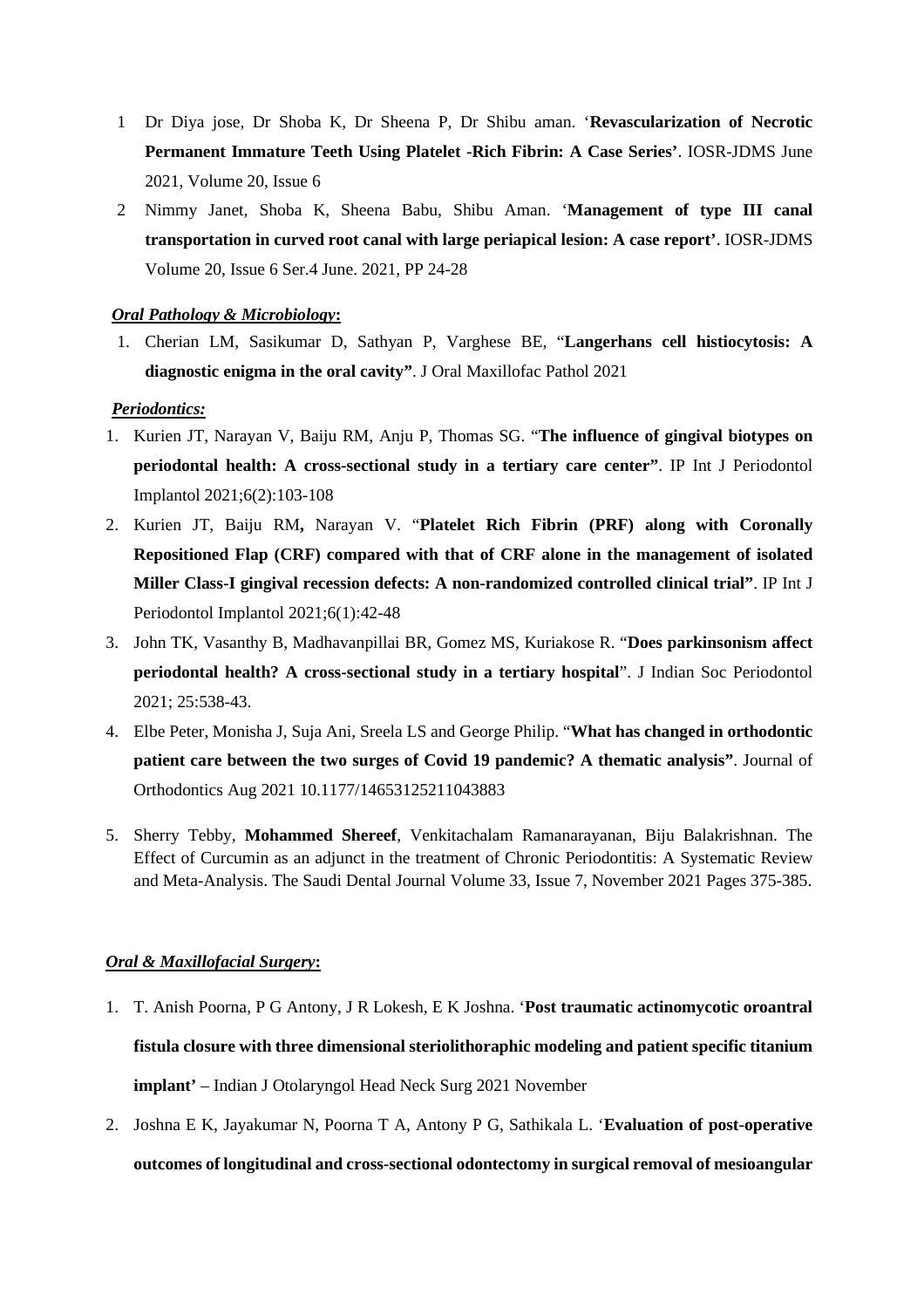1. Dr Diya jose, Dr Shoba K, Dr Sheena P, Dr Shibu aman. '**Revascularization of Necrotic Permanent Immature Teeth Using Platelet -Rich Fibrin: A Case Series**'. IOSR-JDMS June 2021, Volume 20, Issue 6
2. Nimmy Janet, Shoba K, Sheena Babu, Shibu Aman. '**Management of type III canal transportation in curved root canal with large periapical lesion: A case report**'. IOSR-JDMS Volume 20, Issue 6 Ser.4 June. 2021, PP 24-28

***Oral Pathology & Microbiology*:**

1. Cherian LM, Sasikumar D, Sathyan P, Varghese BE, "**Langerhans cell histiocytosis: A diagnostic enigma in the oral cavity"**. J Oral Maxillofac Pathol 2021

***Periodontics:***

1. Kurien JT, Narayan V, Baiju RM, Anju P, Thomas SG. "**The influence of gingival biotypes on periodontal health: A cross-sectional study in a tertiary care center"**. IP Int J Periodontol Implantol 2021;6(2):103-108
2. Kurien JT, Baiju RM**,** Narayan V. "**Platelet Rich Fibrin (PRF) along with Coronally Repositioned Flap (CRF) compared with that of CRF alone in the management of isolated Miller Class-I gingival recession defects: A non-randomized controlled clinical trial"**. IP Int J Periodontol Implantol 2021;6(1):42-48
3. John TK, Vasanthy B, Madhavanpillai BR, Gomez MS, Kuriakose R. "**Does parkinsonism affect periodontal health? A cross-sectional study in a tertiary hospital**". J Indian Soc Periodontol 2021; 25:538-43.
4. Elbe Peter, Monisha J, Suja Ani, Sreela LS and George Philip. "**What has changed in orthodontic patient care between the two surges of Covid 19 pandemic? A thematic analysis"**. Journal of Orthodontics Aug 2021 10.1177/14653125211043883
5. Sherry Tebby, **Mohammed Shereef**, Venkitachalam Ramanarayanan, Biju Balakrishnan. The Effect of Curcumin as an adjunct in the treatment of Chronic Periodontitis: A Systematic Review and Meta-Analysis. The Saudi Dental Journal Volume 33, Issue 7, November 2021 Pages 375-385.

***Oral & Maxillofacial Surgery*:**

1. T. Anish Poorna, P G Antony, J R Lokesh, E K Joshna. '**Post traumatic actinomycotic oroantral fistula closure with three dimensional steriolithoraphic modeling and patient specific titanium implant'** – Indian J Otolaryngol Head Neck Surg 2021 November
2. Joshna E K, Jayakumar N, Poorna T A, Antony P G, Sathikala L. '**Evaluation of post-operative outcomes of longitudinal and cross-sectional odontectomy in surgical removal of mesioangular**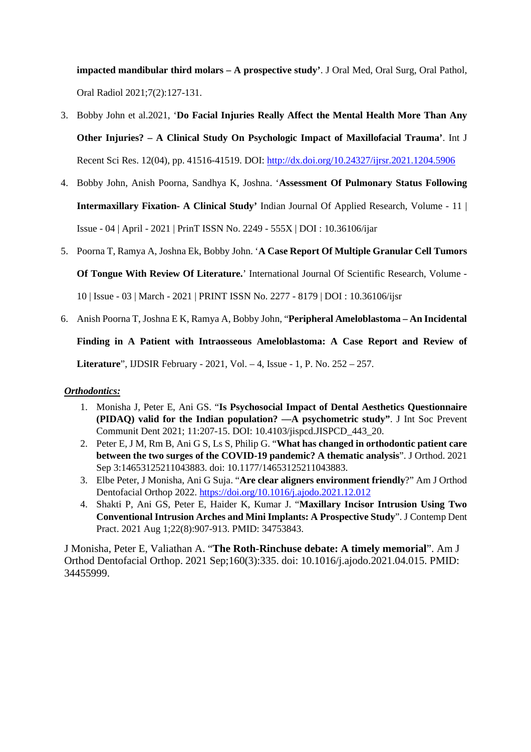**impacted mandibular third molars – A prospective study'**. J Oral Med, Oral Surg, Oral Pathol, Oral Radiol 2021;7(2):127-131.

3. Bobby John et al.2021, '**Do Facial Injuries Really Affect the Mental Health More Than Any Other Injuries? – A Clinical Study On Psychologic Impact of Maxillofacial Trauma'**. Int J Recent Sci Res. 12(04), pp. 41516-41519. DOI: http://dx.doi.org/10.24327/ijrsr.2021.1204.5906
4. Bobby John, Anish Poorna, Sandhya K, Joshna. '**Assessment Of Pulmonary Status Following Intermaxillary Fixation- A Clinical Study'** Indian Journal Of Applied Research, Volume - 11 | Issue - 04 | April - 2021 | PrinT ISSN No. 2249 - 555X | DOI : 10.36106/ijar
5. Poorna T, Ramya A, Joshna Ek, Bobby John. '**A Case Report Of Multiple Granular Cell Tumors Of Tongue With Review Of Literature.**' International Journal Of Scientific Research, Volume - 10 | Issue - 03 | March - 2021 | PRINT ISSN No. 2277 - 8179 | DOI : 10.36106/ijsr
6. Anish Poorna T, Joshna E K, Ramya A, Bobby John, "**Peripheral Ameloblastoma – An Incidental Finding in A Patient with Intraosseous Ameloblastoma: A Case Report and Review of Literature**", IJDSIR February - 2021, Vol. – 4, Issue - 1, P. No. 252 – 257.

***Orthodontics:***

1. Monisha J, Peter E, Ani GS. "**Is Psychosocial Impact of Dental Aesthetics Questionnaire (PIDAQ) valid for the Indian population? —A psychometric study"**. J Int Soc Prevent Communit Dent 2021; 11:207-15. DOI: 10.4103/jispcd.JISPCD_443_20.
2. Peter E, J M, Rm B, Ani G S, Ls S, Philip G. "**What has changed in orthodontic patient care between the two surges of the COVID-19 pandemic? A thematic analysis**". J Orthod. 2021 Sep 3:14653125211043883. doi: 10.1177/14653125211043883.
3. Elbe Peter, J Monisha, Ani G Suja. "**Are clear aligners environment friendly**?" Am J Orthod Dentofacial Orthop 2022. https://doi.org/10.1016/j.ajodo.2021.12.012
4. Shakti P, Ani GS, Peter E, Haider K, Kumar J. "**Maxillary Incisor Intrusion Using Two Conventional Intrusion Arches and Mini Implants: A Prospective Study**". J Contemp Dent Pract. 2021 Aug 1;22(8):907-913. PMID: 34753843.

J Monisha, Peter E, Valiathan A. "**The Roth-Rinchuse debate: A timely memorial**". Am J Orthod Dentofacial Orthop. 2021 Sep;160(3):335. doi: 10.1016/j.ajodo.2021.04.015. PMID: 34455999.